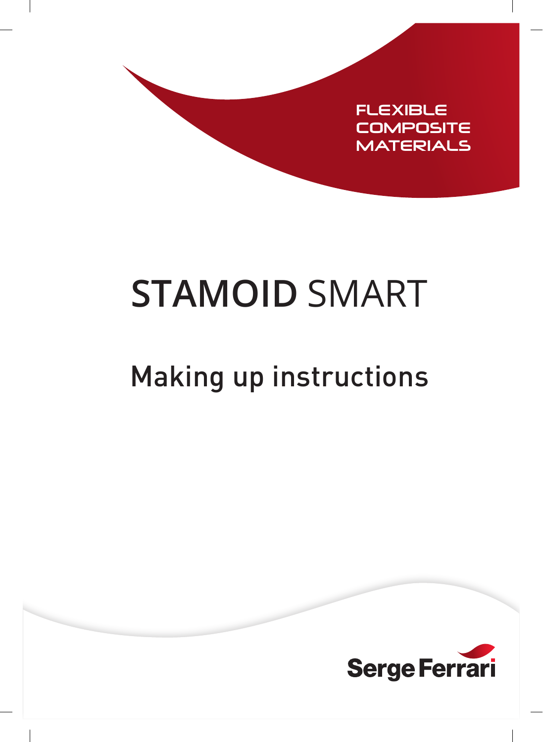FLEXIBLE COMPOSITE MATERIALS

# STAMOID SMART

## Making up instructions

Serge Ferrari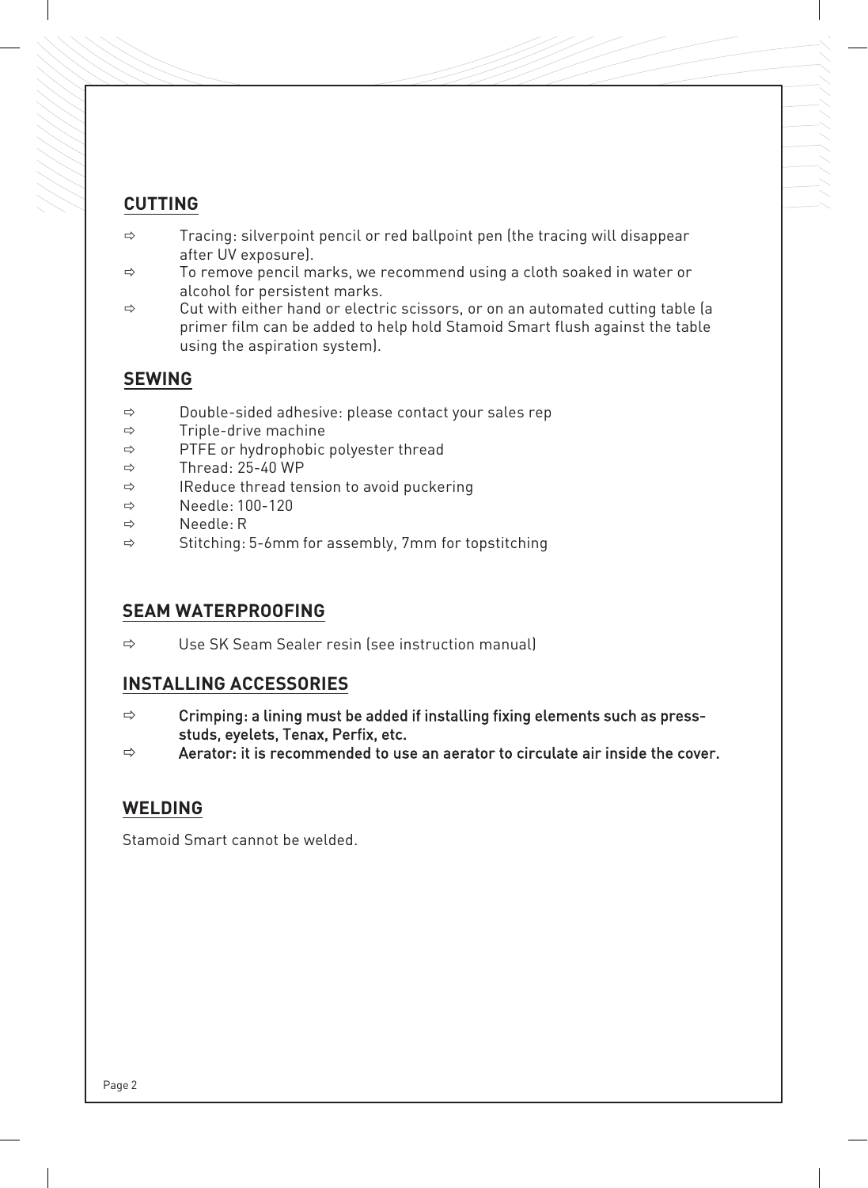## CUTTING

- Tracing: silverpoint pencil or red ballpoint pen (the tracing will disappear after UV exposure).
- To remove pencil marks, we recommend using a cloth soaked in water or alcohol for persistent marks.
- Cut with either hand or electric scissors, or on an automated cutting table (a primer film can be added to help hold Stamoid Smart flush against the table using the aspiration system).

## SEWING

- Double-sided adhesive: please contact your sales rep
- Triple-drive machine
- PTFE or hydrophobic polyester thread
- Thread: 25-40 WP
- IReduce thread tension to avoid puckering
- Needle: 100-120
- Needle: R
- Stitching: 5-6mm for assembly, 7mm for topstitching

## SEAM WATERPROOFING

- Use SK Seam Sealer resin (see instruction manual)

## INSTALLING ACCESSORIES

- Crimping: a lining must be added if installing fixing elements such as press-studs, eyelets, Tenax, Perfix, etc.
- Aerator: it is recommended to use an aerator to circulate air inside the cover.

## WELDING

Stamoid Smart cannot be welded.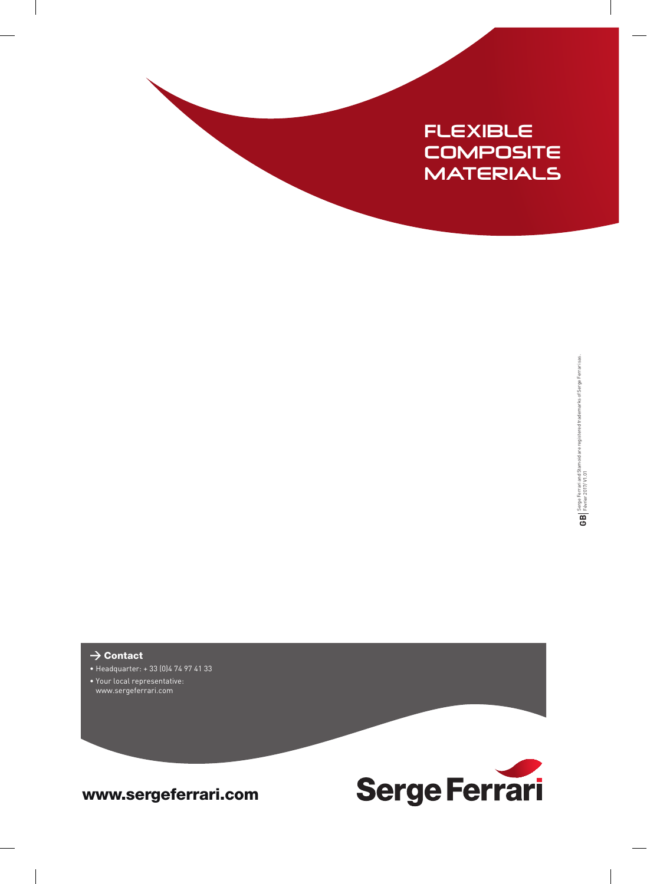# FLEXIBLE COMPOSITE MATERIALS

GB | Serge Ferrari and Stamoid are registered trademarks of Serge Ferrari sas.
Février 2017/ V1.01

→ **Contact**

- Headquarter: + 33 (0)4 74 97 41 33
- Your local representative: www.sergeferrari.com

**www.sergeferrari.com**

**Serge Ferrari**